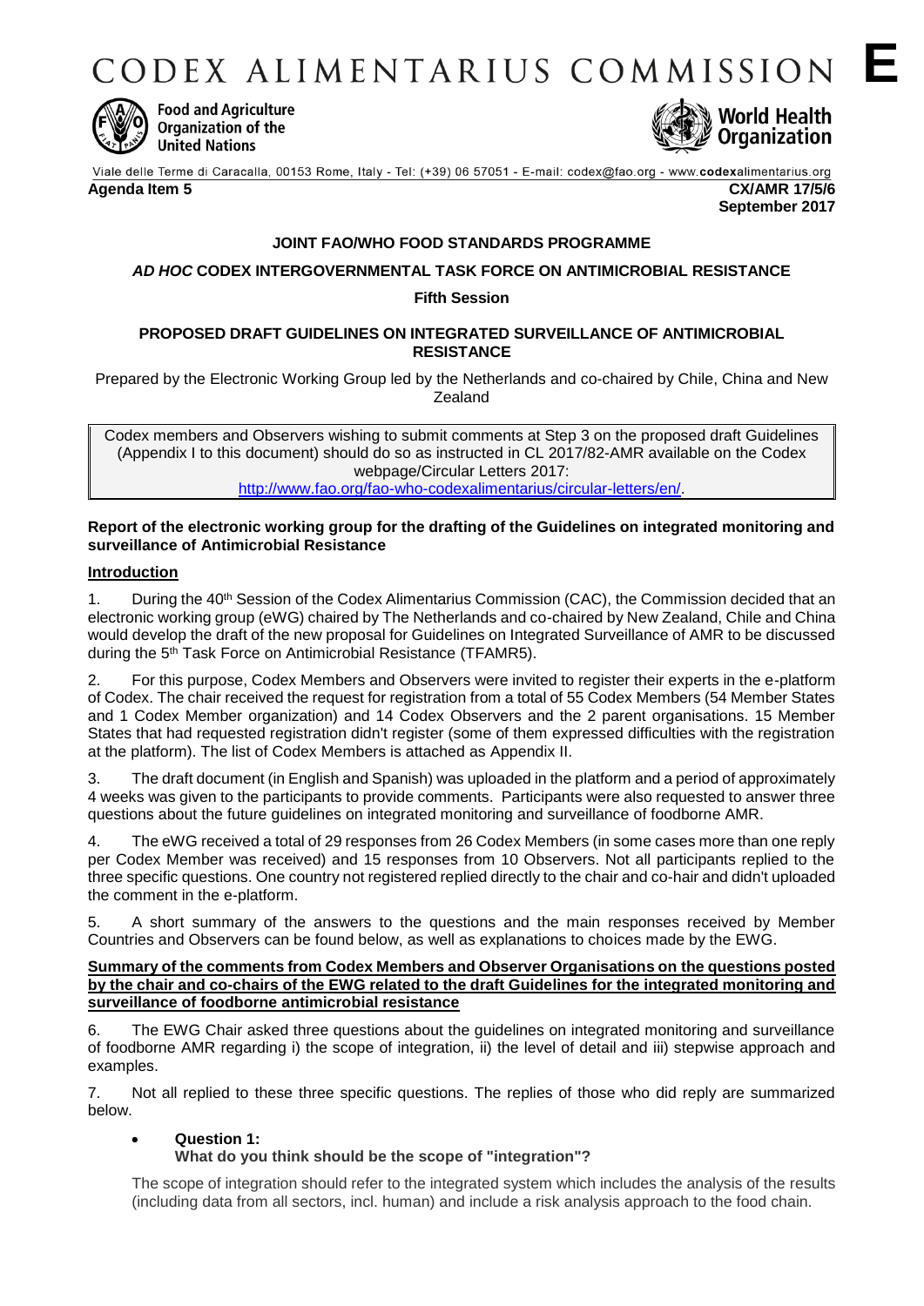# CODEX ALIMENTARIUS COMMISSION E

**Food and Agriculture Organization of the United Nations**

**World Health Organization**

Viale delle Terme di Caracalla, 00153 Rome, Italy - Tel: (+39) 06 57051 - E-mail: codex@fao.org - www.codexalimentarius.org

**Agenda Item 5** **CX/AMR 17/5/6**
**September 2017**

**JOINT FAO/WHO FOOD STANDARDS PROGRAMME**

***AD HOC* CODEX INTERGOVERNMENTAL TASK FORCE ON ANTIMICROBIAL RESISTANCE**

**Fifth Session**

**PROPOSED DRAFT GUIDELINES ON INTEGRATED SURVEILLANCE OF ANTIMICROBIAL RESISTANCE**

Prepared by the Electronic Working Group led by the Netherlands and co-chaired by Chile, China and New Zealand

> Codex members and Observers wishing to submit comments at Step 3 on the proposed draft Guidelines (Appendix I to this document) should do so as instructed in CL 2017/82-AMR available on the Codex webpage/Circular Letters 2017:
> http://www.fao.org/fao-who-codexalimentarius/circular-letters/en/.

**Report of the electronic working group for the drafting of the Guidelines on integrated monitoring and surveillance of Antimicrobial Resistance**

**Introduction**

1. During the 40th Session of the Codex Alimentarius Commission (CAC), the Commission decided that an electronic working group (eWG) chaired by The Netherlands and co-chaired by New Zealand, Chile and China would develop the draft of the new proposal for Guidelines on Integrated Surveillance of AMR to be discussed during the 5th Task Force on Antimicrobial Resistance (TFAMR5).

2. For this purpose, Codex Members and Observers were invited to register their experts in the e-platform of Codex. The chair received the request for registration from a total of 55 Codex Members (54 Member States and 1 Codex Member organization) and 14 Codex Observers and the 2 parent organisations. 15 Member States that had requested registration didn't register (some of them expressed difficulties with the registration at the platform). The list of Codex Members is attached as Appendix II.

3. The draft document (in English and Spanish) was uploaded in the platform and a period of approximately 4 weeks was given to the participants to provide comments. Participants were also requested to answer three questions about the future guidelines on integrated monitoring and surveillance of foodborne AMR.

4. The eWG received a total of 29 responses from 26 Codex Members (in some cases more than one reply per Codex Member was received) and 15 responses from 10 Observers. Not all participants replied to the three specific questions. One country not registered replied directly to the chair and co-hair and didn't uploaded the comment in the e-platform.

5. A short summary of the answers to the questions and the main responses received by Member Countries and Observers can be found below, as well as explanations to choices made by the EWG.

**Summary of the comments from Codex Members and Observer Organisations on the questions posted by the chair and co-chairs of the EWG related to the draft Guidelines for the integrated monitoring and surveillance of foodborne antimicrobial resistance**

6. The EWG Chair asked three questions about the guidelines on integrated monitoring and surveillance of foodborne AMR regarding i) the scope of integration, ii) the level of detail and iii) stepwise approach and examples.

7. Not all replied to these three specific questions. The replies of those who did reply are summarized below.

- **Question 1:**
  **What do you think should be the scope of "integration"?**

The scope of integration should refer to the integrated system which includes the analysis of the results (including data from all sectors, incl. human) and include a risk analysis approach to the food chain.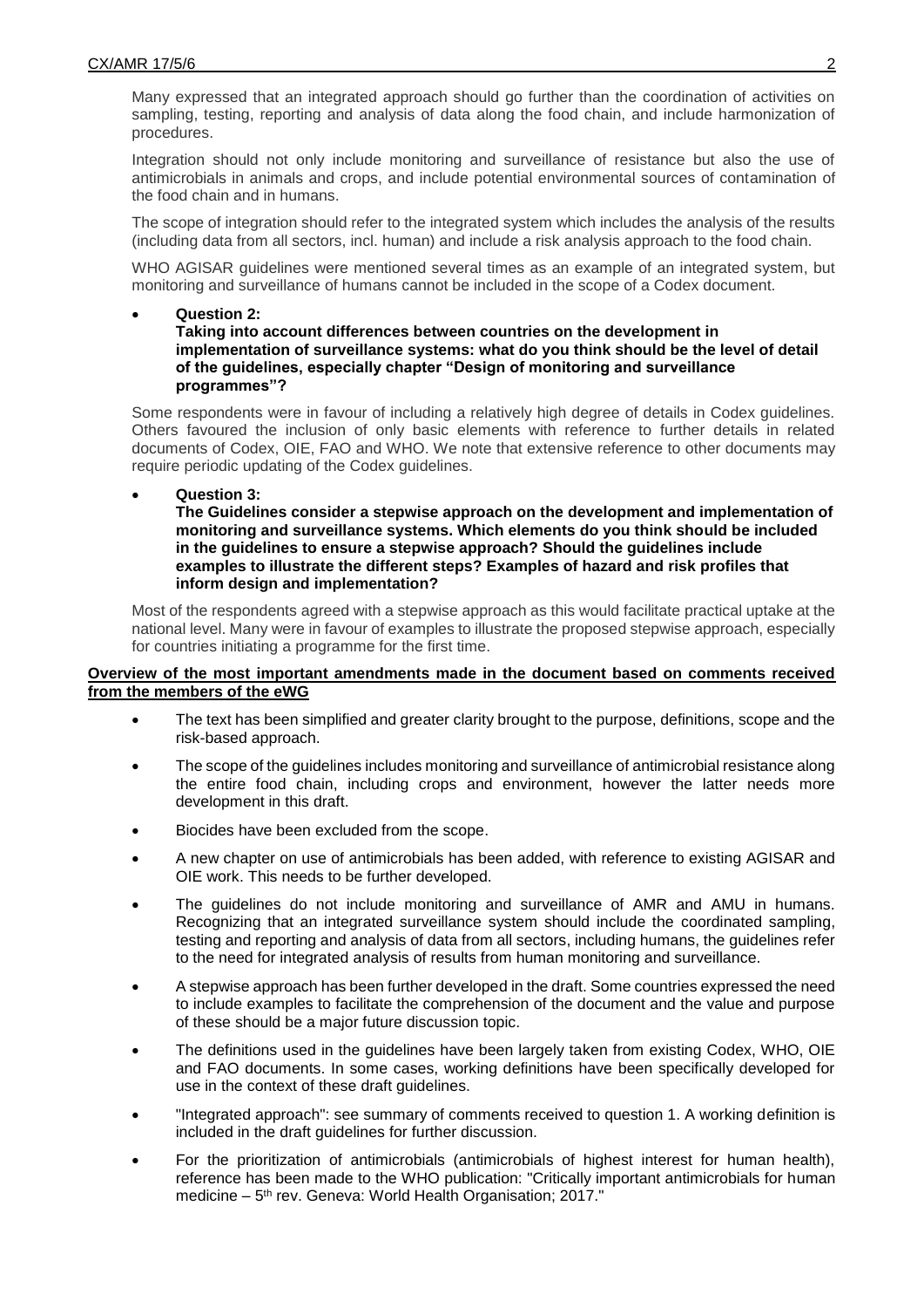Many expressed that an integrated approach should go further than the coordination of activities on sampling, testing, reporting and analysis of data along the food chain, and include harmonization of procedures.

Integration should not only include monitoring and surveillance of resistance but also the use of antimicrobials in animals and crops, and include potential environmental sources of contamination of the food chain and in humans.

The scope of integration should refer to the integrated system which includes the analysis of the results (including data from all sectors, incl. human) and include a risk analysis approach to the food chain.

WHO AGISAR guidelines were mentioned several times as an example of an integrated system, but monitoring and surveillance of humans cannot be included in the scope of a Codex document.

- **Question 2:**
  **Taking into account differences between countries on the development in implementation of surveillance systems: what do you think should be the level of detail of the guidelines, especially chapter "Design of monitoring and surveillance programmes"?**

Some respondents were in favour of including a relatively high degree of details in Codex guidelines. Others favoured the inclusion of only basic elements with reference to further details in related documents of Codex, OIE, FAO and WHO. We note that extensive reference to other documents may require periodic updating of the Codex guidelines.

- **Question 3:**
  **The Guidelines consider a stepwise approach on the development and implementation of monitoring and surveillance systems. Which elements do you think should be included in the guidelines to ensure a stepwise approach? Should the guidelines include examples to illustrate the different steps? Examples of hazard and risk profiles that inform design and implementation?**

Most of the respondents agreed with a stepwise approach as this would facilitate practical uptake at the national level. Many were in favour of examples to illustrate the proposed stepwise approach, especially for countries initiating a programme for the first time.

**Overview of the most important amendments made in the document based on comments received from the members of the eWG**

- The text has been simplified and greater clarity brought to the purpose, definitions, scope and the risk-based approach.
- The scope of the guidelines includes monitoring and surveillance of antimicrobial resistance along the entire food chain, including crops and environment, however the latter needs more development in this draft.
- Biocides have been excluded from the scope.
- A new chapter on use of antimicrobials has been added, with reference to existing AGISAR and OIE work. This needs to be further developed.
- The guidelines do not include monitoring and surveillance of AMR and AMU in humans. Recognizing that an integrated surveillance system should include the coordinated sampling, testing and reporting and analysis of data from all sectors, including humans, the guidelines refer to the need for integrated analysis of results from human monitoring and surveillance.
- A stepwise approach has been further developed in the draft. Some countries expressed the need to include examples to facilitate the comprehension of the document and the value and purpose of these should be a major future discussion topic.
- The definitions used in the guidelines have been largely taken from existing Codex, WHO, OIE and FAO documents. In some cases, working definitions have been specifically developed for use in the context of these draft guidelines.
- "Integrated approach": see summary of comments received to question 1. A working definition is included in the draft guidelines for further discussion.
- For the prioritization of antimicrobials (antimicrobials of highest interest for human health), reference has been made to the WHO publication: "Critically important antimicrobials for human medicine – 5th rev. Geneva: World Health Organisation; 2017."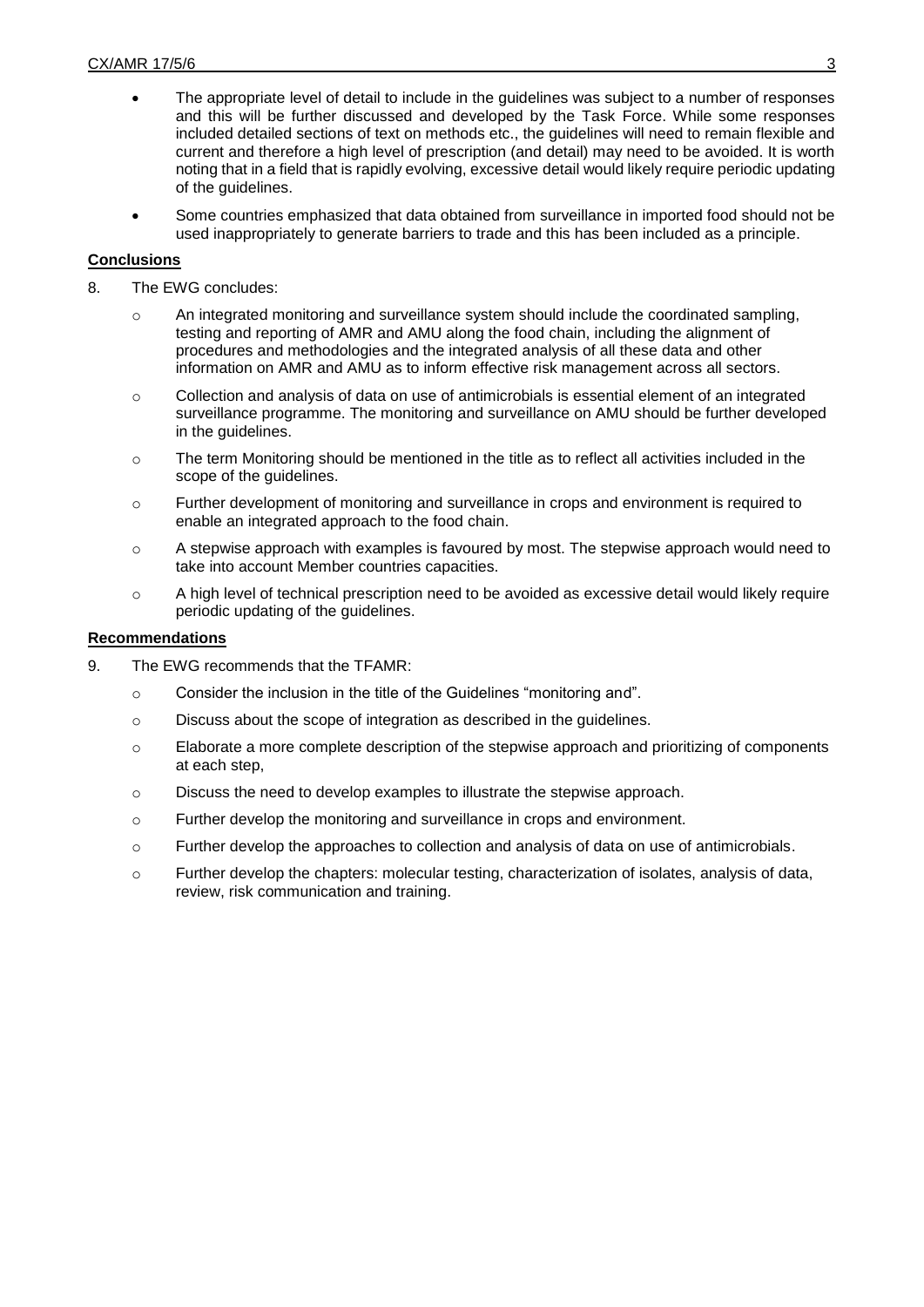- The appropriate level of detail to include in the guidelines was subject to a number of responses and this will be further discussed and developed by the Task Force. While some responses included detailed sections of text on methods etc., the guidelines will need to remain flexible and current and therefore a high level of prescription (and detail) may need to be avoided. It is worth noting that in a field that is rapidly evolving, excessive detail would likely require periodic updating of the guidelines.
- Some countries emphasized that data obtained from surveillance in imported food should not be used inappropriately to generate barriers to trade and this has been included as a principle.

## Conclusions

8. The EWG concludes:

   - An integrated monitoring and surveillance system should include the coordinated sampling, testing and reporting of AMR and AMU along the food chain, including the alignment of procedures and methodologies and the integrated analysis of all these data and other information on AMR and AMU as to inform effective risk management across all sectors.
   - Collection and analysis of data on use of antimicrobials is essential element of an integrated surveillance programme. The monitoring and surveillance on AMU should be further developed in the guidelines.
   - The term Monitoring should be mentioned in the title as to reflect all activities included in the scope of the guidelines.
   - Further development of monitoring and surveillance in crops and environment is required to enable an integrated approach to the food chain.
   - A stepwise approach with examples is favoured by most. The stepwise approach would need to take into account Member countries capacities.
   - A high level of technical prescription need to be avoided as excessive detail would likely require periodic updating of the guidelines.

## Recommendations

9. The EWG recommends that the TFAMR:

   - Consider the inclusion in the title of the Guidelines "monitoring and".
   - Discuss about the scope of integration as described in the guidelines.
   - Elaborate a more complete description of the stepwise approach and prioritizing of components at each step,
   - Discuss the need to develop examples to illustrate the stepwise approach.
   - Further develop the monitoring and surveillance in crops and environment.
   - Further develop the approaches to collection and analysis of data on use of antimicrobials.
   - Further develop the chapters: molecular testing, characterization of isolates, analysis of data, review, risk communication and training.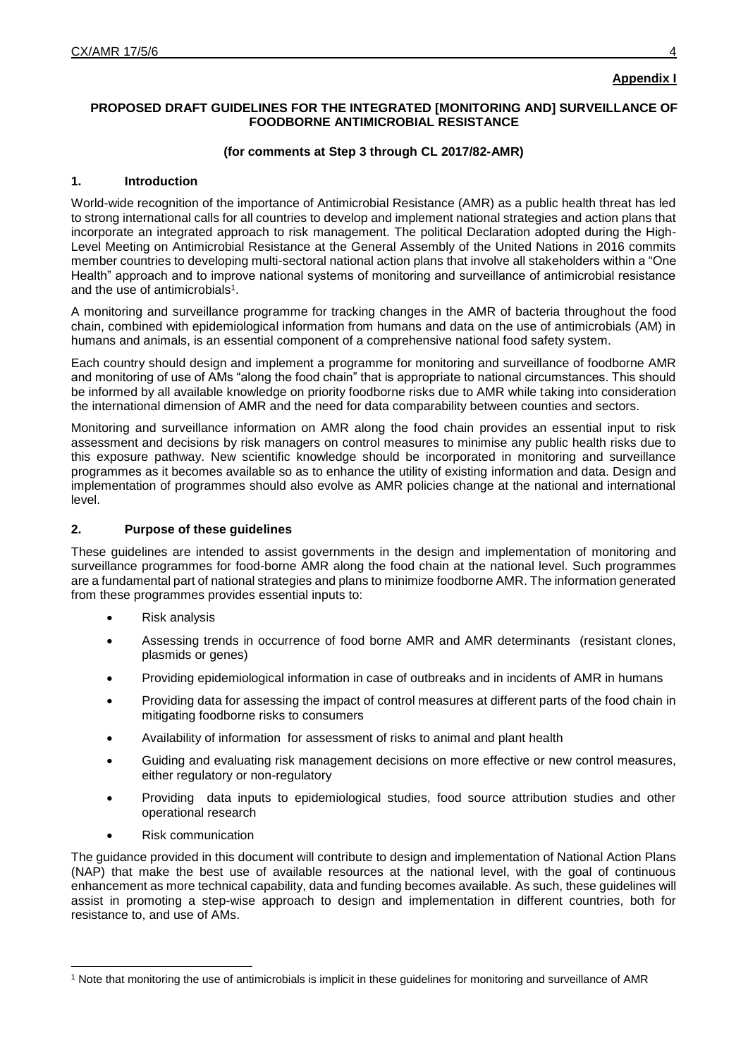**Appendix I**

**PROPOSED DRAFT GUIDELINES FOR THE INTEGRATED [MONITORING AND] SURVEILLANCE OF FOODBORNE ANTIMICROBIAL RESISTANCE**

**(for comments at Step 3 through CL 2017/82-AMR)**

## 1. Introduction

World-wide recognition of the importance of Antimicrobial Resistance (AMR) as a public health threat has led to strong international calls for all countries to develop and implement national strategies and action plans that incorporate an integrated approach to risk management. The political Declaration adopted during the High-Level Meeting on Antimicrobial Resistance at the General Assembly of the United Nations in 2016 commits member countries to developing multi-sectoral national action plans that involve all stakeholders within a "One Health" approach and to improve national systems of monitoring and surveillance of antimicrobial resistance and the use of antimicrobials[1].

A monitoring and surveillance programme for tracking changes in the AMR of bacteria throughout the food chain, combined with epidemiological information from humans and data on the use of antimicrobials (AM) in humans and animals, is an essential component of a comprehensive national food safety system.

Each country should design and implement a programme for monitoring and surveillance of foodborne AMR and monitoring of use of AMs "along the food chain" that is appropriate to national circumstances. This should be informed by all available knowledge on priority foodborne risks due to AMR while taking into consideration the international dimension of AMR and the need for data comparability between counties and sectors.

Monitoring and surveillance information on AMR along the food chain provides an essential input to risk assessment and decisions by risk managers on control measures to minimise any public health risks due to this exposure pathway. New scientific knowledge should be incorporated in monitoring and surveillance programmes as it becomes available so as to enhance the utility of existing information and data. Design and implementation of programmes should also evolve as AMR policies change at the national and international level.

## 2. Purpose of these guidelines

These guidelines are intended to assist governments in the design and implementation of monitoring and surveillance programmes for food-borne AMR along the food chain at the national level. Such programmes are a fundamental part of national strategies and plans to minimize foodborne AMR. The information generated from these programmes provides essential inputs to:

- Risk analysis
- Assessing trends in occurrence of food borne AMR and AMR determinants (resistant clones, plasmids or genes)
- Providing epidemiological information in case of outbreaks and in incidents of AMR in humans
- Providing data for assessing the impact of control measures at different parts of the food chain in mitigating foodborne risks to consumers
- Availability of information for assessment of risks to animal and plant health
- Guiding and evaluating risk management decisions on more effective or new control measures, either regulatory or non-regulatory
- Providing data inputs to epidemiological studies, food source attribution studies and other operational research
- Risk communication

The guidance provided in this document will contribute to design and implementation of National Action Plans (NAP) that make the best use of available resources at the national level, with the goal of continuous enhancement as more technical capability, data and funding becomes available. As such, these guidelines will assist in promoting a step-wise approach to design and implementation in different countries, both for resistance to, and use of AMs.

[1] Note that monitoring the use of antimicrobials is implicit in these guidelines for monitoring and surveillance of AMR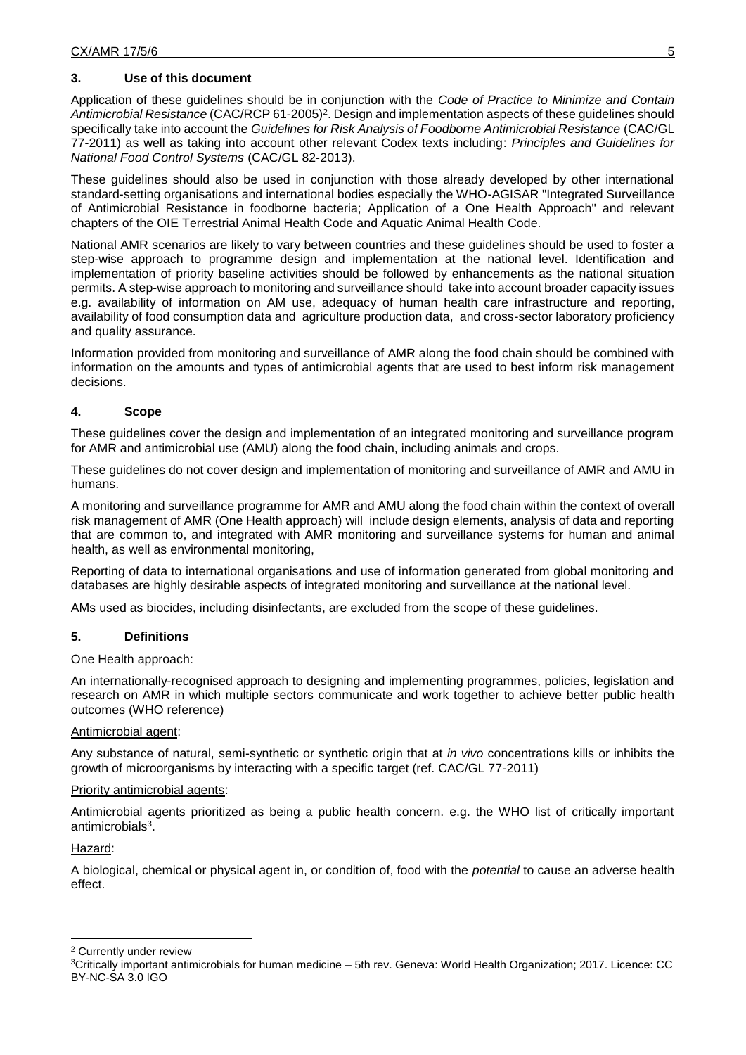## 3. Use of this document

Application of these guidelines should be in conjunction with the *Code of Practice to Minimize and Contain Antimicrobial Resistance* (CAC/RCP 61-2005)[2]. Design and implementation aspects of these guidelines should specifically take into account the *Guidelines for Risk Analysis of Foodborne Antimicrobial Resistance* (CAC/GL 77-2011) as well as taking into account other relevant Codex texts including: *Principles and Guidelines for National Food Control Systems* (CAC/GL 82-2013).

These guidelines should also be used in conjunction with those already developed by other international standard-setting organisations and international bodies especially the WHO-AGISAR "Integrated Surveillance of Antimicrobial Resistance in foodborne bacteria; Application of a One Health Approach" and relevant chapters of the OIE Terrestrial Animal Health Code and Aquatic Animal Health Code.

National AMR scenarios are likely to vary between countries and these guidelines should be used to foster a step-wise approach to programme design and implementation at the national level. Identification and implementation of priority baseline activities should be followed by enhancements as the national situation permits. A step-wise approach to monitoring and surveillance should take into account broader capacity issues e.g. availability of information on AM use, adequacy of human health care infrastructure and reporting, availability of food consumption data and agriculture production data, and cross-sector laboratory proficiency and quality assurance.

Information provided from monitoring and surveillance of AMR along the food chain should be combined with information on the amounts and types of antimicrobial agents that are used to best inform risk management decisions.

## 4. Scope

These guidelines cover the design and implementation of an integrated monitoring and surveillance program for AMR and antimicrobial use (AMU) along the food chain, including animals and crops.

These guidelines do not cover design and implementation of monitoring and surveillance of AMR and AMU in humans.

A monitoring and surveillance programme for AMR and AMU along the food chain within the context of overall risk management of AMR (One Health approach) will include design elements, analysis of data and reporting that are common to, and integrated with AMR monitoring and surveillance systems for human and animal health, as well as environmental monitoring,

Reporting of data to international organisations and use of information generated from global monitoring and databases are highly desirable aspects of integrated monitoring and surveillance at the national level.

AMs used as biocides, including disinfectants, are excluded from the scope of these guidelines.

## 5. Definitions

One Health approach:

An internationally-recognised approach to designing and implementing programmes, policies, legislation and research on AMR in which multiple sectors communicate and work together to achieve better public health outcomes (WHO reference)

Antimicrobial agent:

Any substance of natural, semi-synthetic or synthetic origin that at *in vivo* concentrations kills or inhibits the growth of microorganisms by interacting with a specific target (ref. CAC/GL 77-2011)

Priority antimicrobial agents:

Antimicrobial agents prioritized as being a public health concern. e.g. the WHO list of critically important antimicrobials[3].

Hazard:

A biological, chemical or physical agent in, or condition of, food with the *potential* to cause an adverse health effect.

---

[2] Currently under review

[3] Critically important antimicrobials for human medicine – 5th rev. Geneva: World Health Organization; 2017. Licence: CC BY-NC-SA 3.0 IGO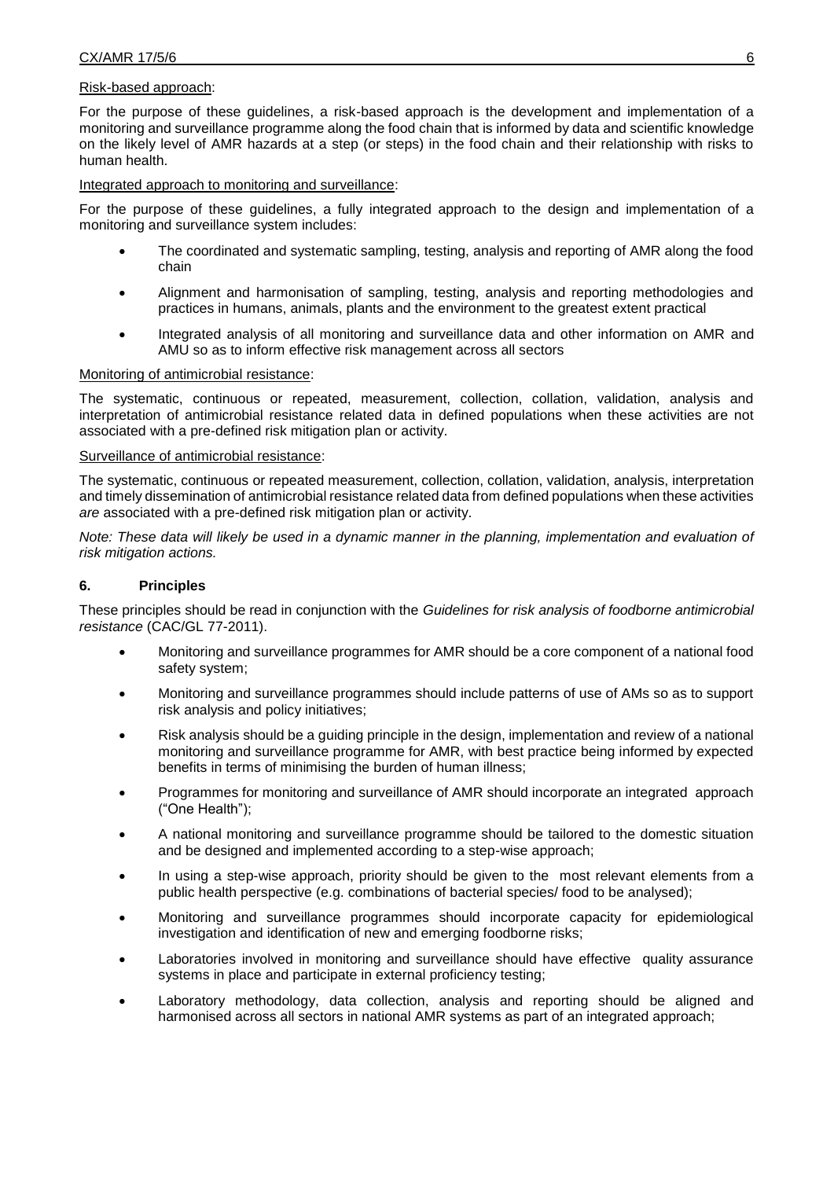Risk-based approach:

For the purpose of these guidelines, a risk-based approach is the development and implementation of a monitoring and surveillance programme along the food chain that is informed by data and scientific knowledge on the likely level of AMR hazards at a step (or steps) in the food chain and their relationship with risks to human health.

Integrated approach to monitoring and surveillance:

For the purpose of these guidelines, a fully integrated approach to the design and implementation of a monitoring and surveillance system includes:

- The coordinated and systematic sampling, testing, analysis and reporting of AMR along the food chain
- Alignment and harmonisation of sampling, testing, analysis and reporting methodologies and practices in humans, animals, plants and the environment to the greatest extent practical
- Integrated analysis of all monitoring and surveillance data and other information on AMR and AMU so as to inform effective risk management across all sectors

Monitoring of antimicrobial resistance:

The systematic, continuous or repeated, measurement, collection, collation, validation, analysis and interpretation of antimicrobial resistance related data in defined populations when these activities are not associated with a pre-defined risk mitigation plan or activity.

Surveillance of antimicrobial resistance:

The systematic, continuous or repeated measurement, collection, collation, validation, analysis, interpretation and timely dissemination of antimicrobial resistance related data from defined populations when these activities *are* associated with a pre-defined risk mitigation plan or activity.

*Note: These data will likely be used in a dynamic manner in the planning, implementation and evaluation of risk mitigation actions.*

## 6. Principles

These principles should be read in conjunction with the *Guidelines for risk analysis of foodborne antimicrobial resistance* (CAC/GL 77-2011).

- Monitoring and surveillance programmes for AMR should be a core component of a national food safety system;
- Monitoring and surveillance programmes should include patterns of use of AMs so as to support risk analysis and policy initiatives;
- Risk analysis should be a guiding principle in the design, implementation and review of a national monitoring and surveillance programme for AMR, with best practice being informed by expected benefits in terms of minimising the burden of human illness;
- Programmes for monitoring and surveillance of AMR should incorporate an integrated approach ("One Health");
- A national monitoring and surveillance programme should be tailored to the domestic situation and be designed and implemented according to a step-wise approach;
- In using a step-wise approach, priority should be given to the most relevant elements from a public health perspective (e.g. combinations of bacterial species/ food to be analysed);
- Monitoring and surveillance programmes should incorporate capacity for epidemiological investigation and identification of new and emerging foodborne risks;
- Laboratories involved in monitoring and surveillance should have effective quality assurance systems in place and participate in external proficiency testing;
- Laboratory methodology, data collection, analysis and reporting should be aligned and harmonised across all sectors in national AMR systems as part of an integrated approach;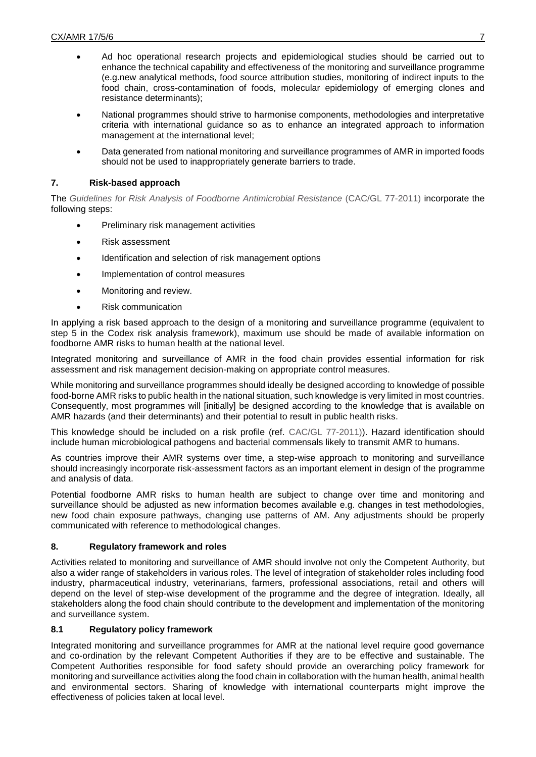- Ad hoc operational research projects and epidemiological studies should be carried out to enhance the technical capability and effectiveness of the monitoring and surveillance programme (e.g.new analytical methods, food source attribution studies, monitoring of indirect inputs to the food chain, cross-contamination of foods, molecular epidemiology of emerging clones and resistance determinants);
- National programmes should strive to harmonise components, methodologies and interpretative criteria with international guidance so as to enhance an integrated approach to information management at the international level;
- Data generated from national monitoring and surveillance programmes of AMR in imported foods should not be used to inappropriately generate barriers to trade.

## 7. Risk-based approach

The *Guidelines for Risk Analysis of Foodborne Antimicrobial Resistance* (CAC/GL 77-2011) incorporate the following steps:

- Preliminary risk management activities
- Risk assessment
- Identification and selection of risk management options
- Implementation of control measures
- Monitoring and review.
- Risk communication

In applying a risk based approach to the design of a monitoring and surveillance programme (equivalent to step 5 in the Codex risk analysis framework), maximum use should be made of available information on foodborne AMR risks to human health at the national level.

Integrated monitoring and surveillance of AMR in the food chain provides essential information for risk assessment and risk management decision-making on appropriate control measures.

While monitoring and surveillance programmes should ideally be designed according to knowledge of possible food-borne AMR risks to public health in the national situation, such knowledge is very limited in most countries. Consequently, most programmes will [initially] be designed according to the knowledge that is available on AMR hazards (and their determinants) and their potential to result in public health risks.

This knowledge should be included on a risk profile (ref. CAC/GL 77-2011)). Hazard identification should include human microbiological pathogens and bacterial commensals likely to transmit AMR to humans.

As countries improve their AMR systems over time, a step-wise approach to monitoring and surveillance should increasingly incorporate risk-assessment factors as an important element in design of the programme and analysis of data.

Potential foodborne AMR risks to human health are subject to change over time and monitoring and surveillance should be adjusted as new information becomes available e.g. changes in test methodologies, new food chain exposure pathways, changing use patterns of AM. Any adjustments should be properly communicated with reference to methodological changes.

## 8. Regulatory framework and roles

Activities related to monitoring and surveillance of AMR should involve not only the Competent Authority, but also a wider range of stakeholders in various roles. The level of integration of stakeholder roles including food industry, pharmaceutical industry, veterinarians, farmers, professional associations, retail and others will depend on the level of step-wise development of the programme and the degree of integration. Ideally, all stakeholders along the food chain should contribute to the development and implementation of the monitoring and surveillance system.

### 8.1 Regulatory policy framework

Integrated monitoring and surveillance programmes for AMR at the national level require good governance and co-ordination by the relevant Competent Authorities if they are to be effective and sustainable. The Competent Authorities responsible for food safety should provide an overarching policy framework for monitoring and surveillance activities along the food chain in collaboration with the human health, animal health and environmental sectors. Sharing of knowledge with international counterparts might improve the effectiveness of policies taken at local level.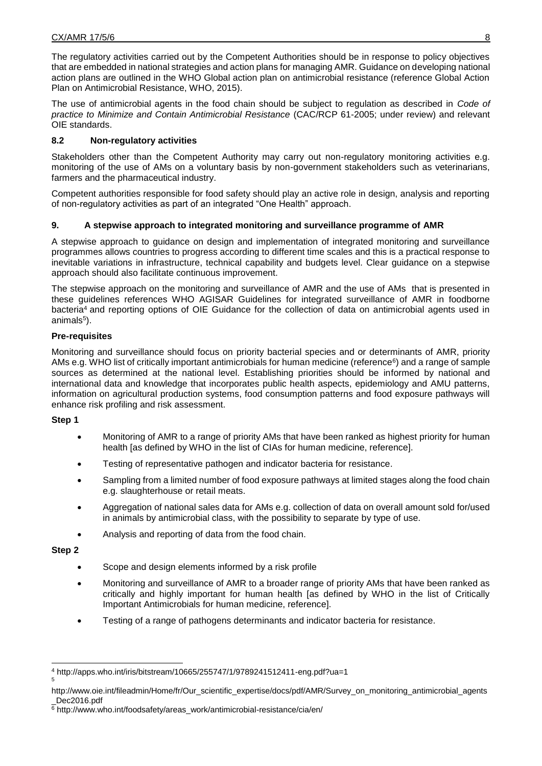The regulatory activities carried out by the Competent Authorities should be in response to policy objectives that are embedded in national strategies and action plans for managing AMR. Guidance on developing national action plans are outlined in the WHO Global action plan on antimicrobial resistance (reference Global Action Plan on Antimicrobial Resistance, WHO, 2015).

The use of antimicrobial agents in the food chain should be subject to regulation as described in *Code of practice to Minimize and Contain Antimicrobial Resistance* (CAC/RCP 61-2005; under review) and relevant OIE standards.

### 8.2 Non-regulatory activities

Stakeholders other than the Competent Authority may carry out non-regulatory monitoring activities e.g. monitoring of the use of AMs on a voluntary basis by non-government stakeholders such as veterinarians, farmers and the pharmaceutical industry.

Competent authorities responsible for food safety should play an active role in design, analysis and reporting of non-regulatory activities as part of an integrated "One Health" approach.

## 9. A stepwise approach to integrated monitoring and surveillance programme of AMR

A stepwise approach to guidance on design and implementation of integrated monitoring and surveillance programmes allows countries to progress according to different time scales and this is a practical response to inevitable variations in infrastructure, technical capability and budgets level. Clear guidance on a stepwise approach should also facilitate continuous improvement.

The stepwise approach on the monitoring and surveillance of AMR and the use of AMs that is presented in these guidelines references WHO AGISAR Guidelines for integrated surveillance of AMR in foodborne bacteria[4] and reporting options of OIE Guidance for the collection of data on antimicrobial agents used in animals[5]).

**Pre-requisites**

Monitoring and surveillance should focus on priority bacterial species and or determinants of AMR, priority AMs e.g. WHO list of critically important antimicrobials for human medicine (reference[6]) and a range of sample sources as determined at the national level. Establishing priorities should be informed by national and international data and knowledge that incorporates public health aspects, epidemiology and AMU patterns, information on agricultural production systems, food consumption patterns and food exposure pathways will enhance risk profiling and risk assessment.

**Step 1**

- Monitoring of AMR to a range of priority AMs that have been ranked as highest priority for human health [as defined by WHO in the list of CIAs for human medicine, reference].
- Testing of representative pathogen and indicator bacteria for resistance.
- Sampling from a limited number of food exposure pathways at limited stages along the food chain e.g. slaughterhouse or retail meats.
- Aggregation of national sales data for AMs e.g. collection of data on overall amount sold for/used in animals by antimicrobial class, with the possibility to separate by type of use.
- Analysis and reporting of data from the food chain.

**Step 2**

- Scope and design elements informed by a risk profile
- Monitoring and surveillance of AMR to a broader range of priority AMs that have been ranked as critically and highly important for human health [as defined by WHO in the list of Critically Important Antimicrobials for human medicine, reference].
- Testing of a range of pathogens determinants and indicator bacteria for resistance.

---

[4] http://apps.who.int/iris/bitstream/10665/255747/1/9789241512411-eng.pdf?ua=1

[5] http://www.oie.int/fileadmin/Home/fr/Our_scientific_expertise/docs/pdf/AMR/Survey_on_monitoring_antimicrobial_agents_Dec2016.pdf

[6] http://www.who.int/foodsafety/areas_work/antimicrobial-resistance/cia/en/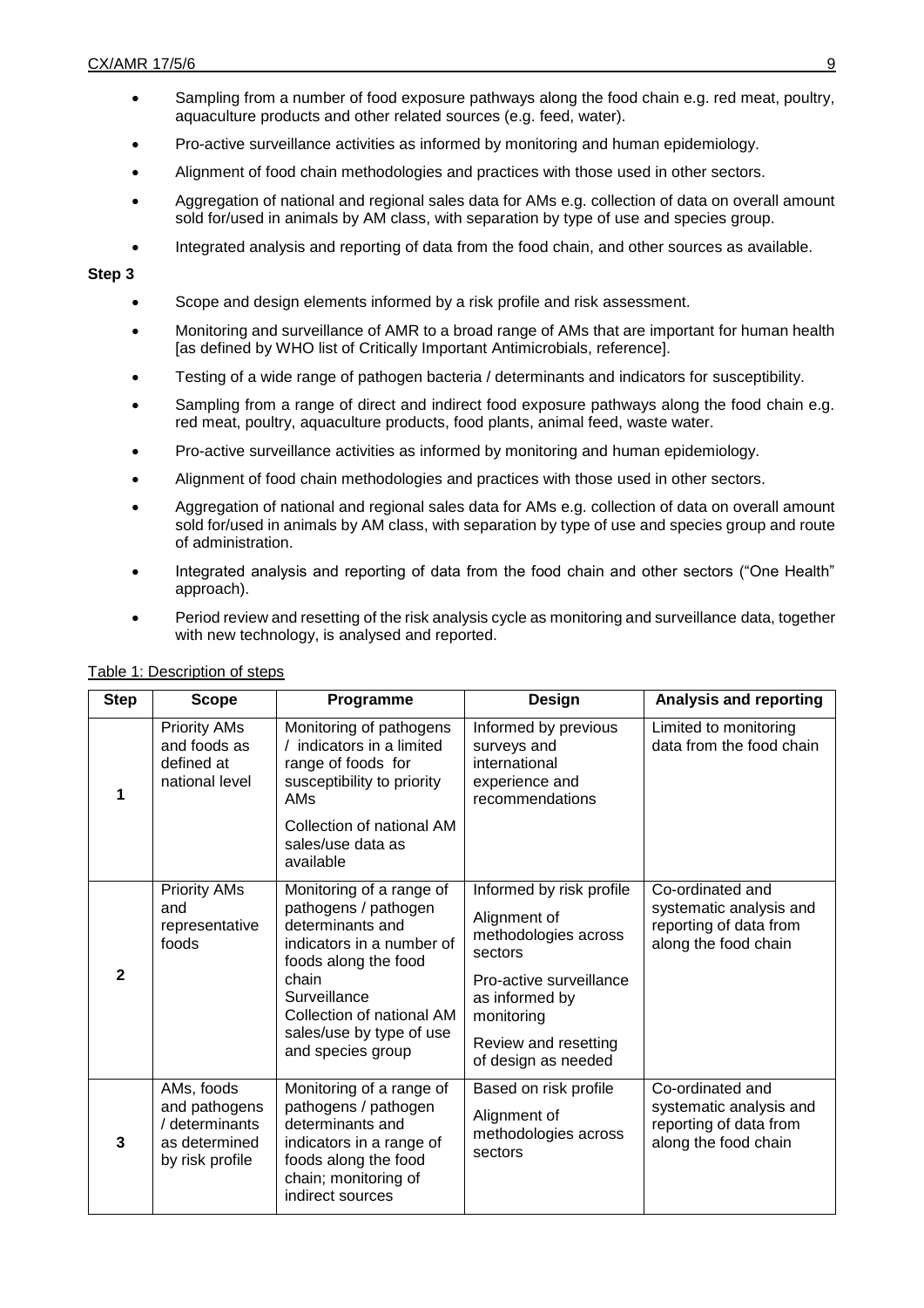- Sampling from a number of food exposure pathways along the food chain e.g. red meat, poultry, aquaculture products and other related sources (e.g. feed, water).
- Pro-active surveillance activities as informed by monitoring and human epidemiology.
- Alignment of food chain methodologies and practices with those used in other sectors.
- Aggregation of national and regional sales data for AMs e.g. collection of data on overall amount sold for/used in animals by AM class, with separation by type of use and species group.
- Integrated analysis and reporting of data from the food chain, and other sources as available.

**Step 3**

- Scope and design elements informed by a risk profile and risk assessment.
- Monitoring and surveillance of AMR to a broad range of AMs that are important for human health [as defined by WHO list of Critically Important Antimicrobials, reference].
- Testing of a wide range of pathogen bacteria / determinants and indicators for susceptibility.
- Sampling from a range of direct and indirect food exposure pathways along the food chain e.g. red meat, poultry, aquaculture products, food plants, animal feed, waste water.
- Pro-active surveillance activities as informed by monitoring and human epidemiology.
- Alignment of food chain methodologies and practices with those used in other sectors.
- Aggregation of national and regional sales data for AMs e.g. collection of data on overall amount sold for/used in animals by AM class, with separation by type of use and species group and route of administration.
- Integrated analysis and reporting of data from the food chain and other sectors ("One Health" approach).
- Period review and resetting of the risk analysis cycle as monitoring and surveillance data, together with new technology, is analysed and reported.

Table 1: Description of steps

| Step | Scope | Programme | Design | Analysis and reporting |
|---|---|---|---|---|
| 1 | Priority AMs and foods as defined at national level | Monitoring of pathogens / indicators in a limited range of foods for susceptibility to priority AMs<br><br>Collection of national AM sales/use data as available | Informed by previous surveys and international experience and recommendations | Limited to monitoring data from the food chain |
| 2 | Priority AMs and representative foods | Monitoring of a range of pathogens / pathogen determinants and indicators in a number of foods along the food chain<br>Surveillance<br>Collection of national AM sales/use by type of use and species group | Informed by risk profile<br><br>Alignment of methodologies across sectors<br><br>Pro-active surveillance as informed by monitoring<br><br>Review and resetting of design as needed | Co-ordinated and systematic analysis and reporting of data from along the food chain |
| 3 | AMs, foods and pathogens / determinants as determined by risk profile | Monitoring of a range of pathogens / pathogen determinants and indicators in a range of foods along the food chain; monitoring of indirect sources | Based on risk profile<br><br>Alignment of methodologies across sectors | Co-ordinated and systematic analysis and reporting of data from along the food chain |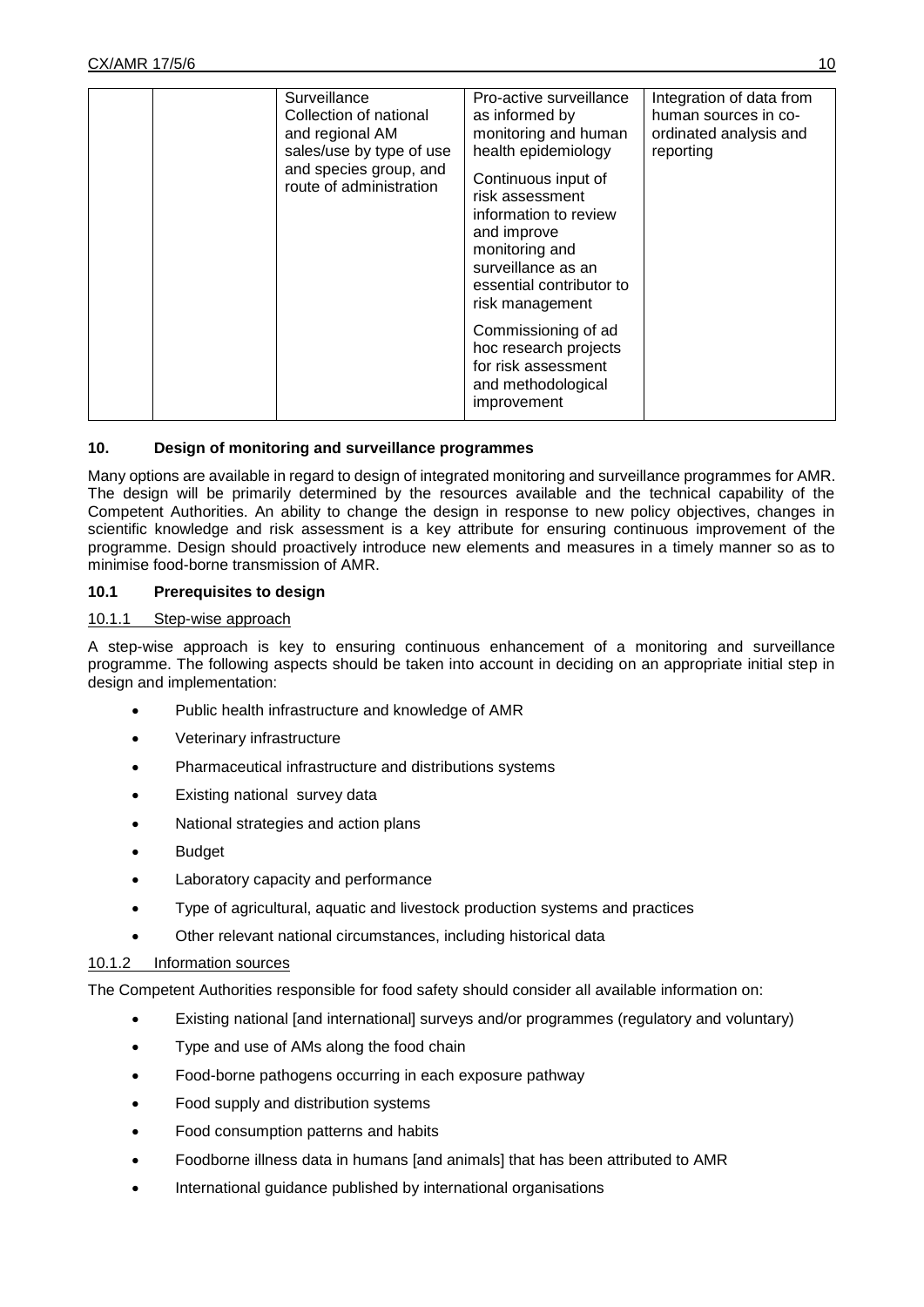| | | | | |
|---|---|---|---|---|
| | | Surveillance<br>Collection of national and regional AM sales/use by type of use and species group, and route of administration | Pro-active surveillance as informed by monitoring and human health epidemiology<br><br>Continuous input of risk assessment information to review and improve monitoring and surveillance as an essential contributor to risk management<br><br>Commissioning of ad hoc research projects for risk assessment and methodological improvement | Integration of data from human sources in co-ordinated analysis and reporting |

## 10. Design of monitoring and surveillance programmes

Many options are available in regard to design of integrated monitoring and surveillance programmes for AMR. The design will be primarily determined by the resources available and the technical capability of the Competent Authorities. An ability to change the design in response to new policy objectives, changes in scientific knowledge and risk assessment is a key attribute for ensuring continuous improvement of the programme. Design should proactively introduce new elements and measures in a timely manner so as to minimise food-borne transmission of AMR.

### 10.1 Prerequisites to design

#### 10.1.1 Step-wise approach

A step-wise approach is key to ensuring continuous enhancement of a monitoring and surveillance programme. The following aspects should be taken into account in deciding on an appropriate initial step in design and implementation:

- Public health infrastructure and knowledge of AMR
- Veterinary infrastructure
- Pharmaceutical infrastructure and distributions systems
- Existing national survey data
- National strategies and action plans
- Budget
- Laboratory capacity and performance
- Type of agricultural, aquatic and livestock production systems and practices
- Other relevant national circumstances, including historical data

#### 10.1.2 Information sources

The Competent Authorities responsible for food safety should consider all available information on:

- Existing national [and international] surveys and/or programmes (regulatory and voluntary)
- Type and use of AMs along the food chain
- Food-borne pathogens occurring in each exposure pathway
- Food supply and distribution systems
- Food consumption patterns and habits
- Foodborne illness data in humans [and animals] that has been attributed to AMR
- International guidance published by international organisations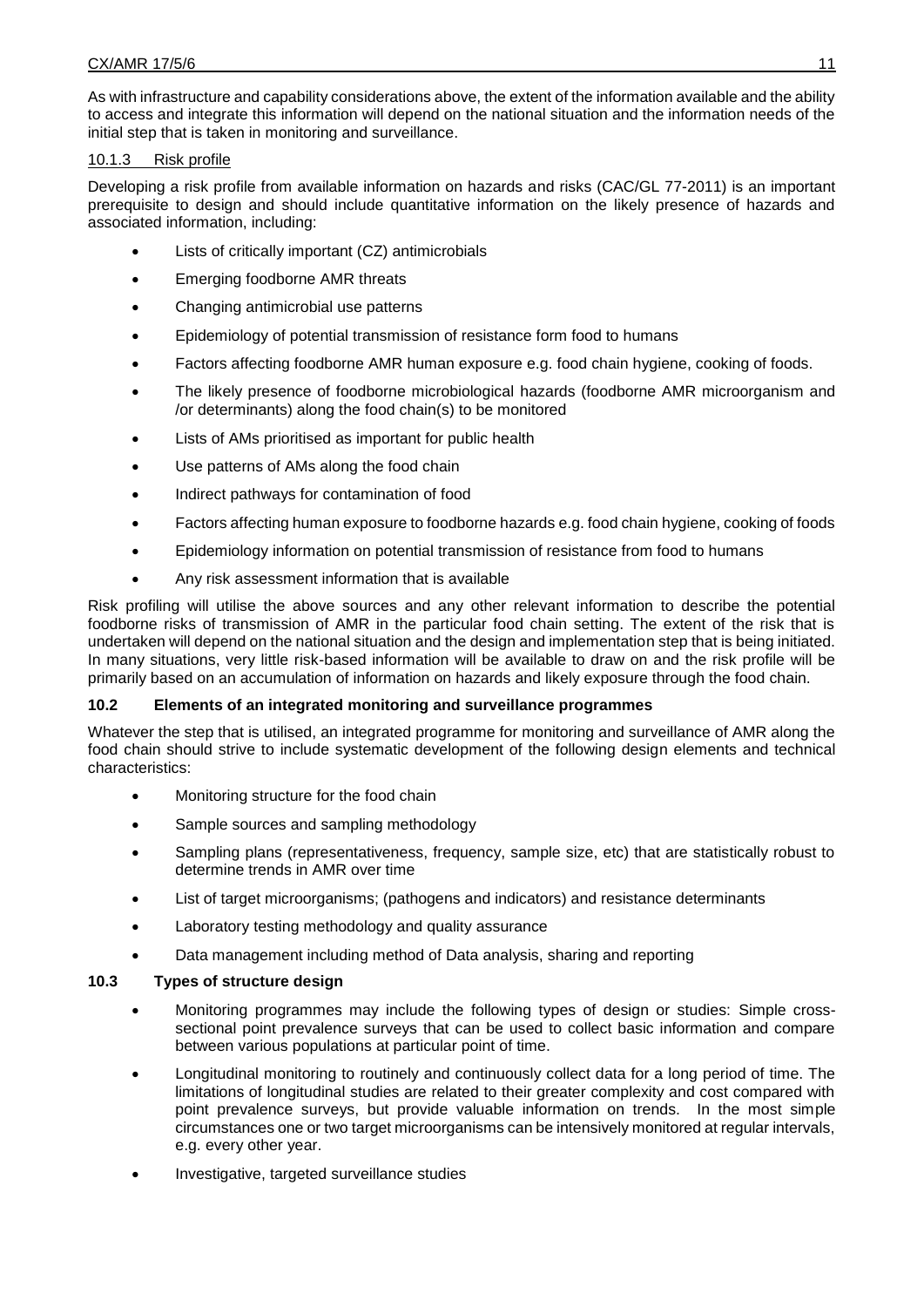As with infrastructure and capability considerations above, the extent of the information available and the ability to access and integrate this information will depend on the national situation and the information needs of the initial step that is taken in monitoring and surveillance.

#### 10.1.3 Risk profile

Developing a risk profile from available information on hazards and risks (CAC/GL 77-2011) is an important prerequisite to design and should include quantitative information on the likely presence of hazards and associated information, including:

- Lists of critically important (CZ) antimicrobials
- Emerging foodborne AMR threats
- Changing antimicrobial use patterns
- Epidemiology of potential transmission of resistance form food to humans
- Factors affecting foodborne AMR human exposure e.g. food chain hygiene, cooking of foods.
- The likely presence of foodborne microbiological hazards (foodborne AMR microorganism and /or determinants) along the food chain(s) to be monitored
- Lists of AMs prioritised as important for public health
- Use patterns of AMs along the food chain
- Indirect pathways for contamination of food
- Factors affecting human exposure to foodborne hazards e.g. food chain hygiene, cooking of foods
- Epidemiology information on potential transmission of resistance from food to humans
- Any risk assessment information that is available

Risk profiling will utilise the above sources and any other relevant information to describe the potential foodborne risks of transmission of AMR in the particular food chain setting. The extent of the risk that is undertaken will depend on the national situation and the design and implementation step that is being initiated. In many situations, very little risk-based information will be available to draw on and the risk profile will be primarily based on an accumulation of information on hazards and likely exposure through the food chain.

### 10.2 Elements of an integrated monitoring and surveillance programmes

Whatever the step that is utilised, an integrated programme for monitoring and surveillance of AMR along the food chain should strive to include systematic development of the following design elements and technical characteristics:

- Monitoring structure for the food chain
- Sample sources and sampling methodology
- Sampling plans (representativeness, frequency, sample size, etc) that are statistically robust to determine trends in AMR over time
- List of target microorganisms; (pathogens and indicators) and resistance determinants
- Laboratory testing methodology and quality assurance
- Data management including method of Data analysis, sharing and reporting

### 10.3 Types of structure design

- Monitoring programmes may include the following types of design or studies: Simple cross-sectional point prevalence surveys that can be used to collect basic information and compare between various populations at particular point of time.
- Longitudinal monitoring to routinely and continuously collect data for a long period of time. The limitations of longitudinal studies are related to their greater complexity and cost compared with point prevalence surveys, but provide valuable information on trends. In the most simple circumstances one or two target microorganisms can be intensively monitored at regular intervals, e.g. every other year.
- Investigative, targeted surveillance studies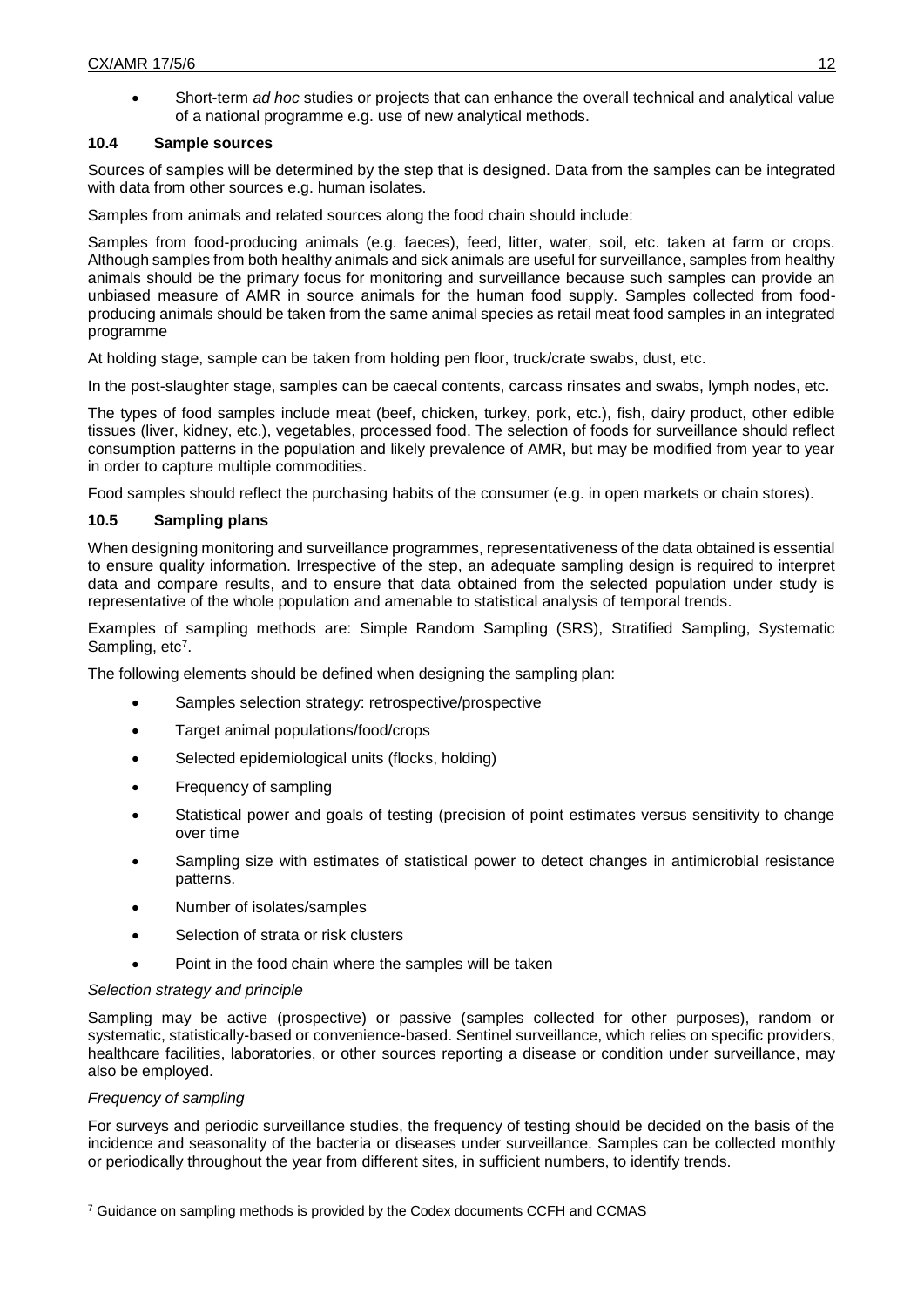- Short-term *ad hoc* studies or projects that can enhance the overall technical and analytical value of a national programme e.g. use of new analytical methods.

### 10.4 Sample sources

Sources of samples will be determined by the step that is designed. Data from the samples can be integrated with data from other sources e.g. human isolates.

Samples from animals and related sources along the food chain should include:

Samples from food-producing animals (e.g. faeces), feed, litter, water, soil, etc. taken at farm or crops. Although samples from both healthy animals and sick animals are useful for surveillance, samples from healthy animals should be the primary focus for monitoring and surveillance because such samples can provide an unbiased measure of AMR in source animals for the human food supply. Samples collected from food-producing animals should be taken from the same animal species as retail meat food samples in an integrated programme

At holding stage, sample can be taken from holding pen floor, truck/crate swabs, dust, etc.

In the post-slaughter stage, samples can be caecal contents, carcass rinsates and swabs, lymph nodes, etc.

The types of food samples include meat (beef, chicken, turkey, pork, etc.), fish, dairy product, other edible tissues (liver, kidney, etc.), vegetables, processed food. The selection of foods for surveillance should reflect consumption patterns in the population and likely prevalence of AMR, but may be modified from year to year in order to capture multiple commodities.

Food samples should reflect the purchasing habits of the consumer (e.g. in open markets or chain stores).

### 10.5 Sampling plans

When designing monitoring and surveillance programmes, representativeness of the data obtained is essential to ensure quality information. Irrespective of the step, an adequate sampling design is required to interpret data and compare results, and to ensure that data obtained from the selected population under study is representative of the whole population and amenable to statistical analysis of temporal trends.

Examples of sampling methods are: Simple Random Sampling (SRS), Stratified Sampling, Systematic Sampling, etc[7].

The following elements should be defined when designing the sampling plan:

- Samples selection strategy: retrospective/prospective
- Target animal populations/food/crops
- Selected epidemiological units (flocks, holding)
- Frequency of sampling
- Statistical power and goals of testing (precision of point estimates versus sensitivity to change over time
- Sampling size with estimates of statistical power to detect changes in antimicrobial resistance patterns.
- Number of isolates/samples
- Selection of strata or risk clusters
- Point in the food chain where the samples will be taken

*Selection strategy and principle*

Sampling may be active (prospective) or passive (samples collected for other purposes), random or systematic, statistically-based or convenience-based. Sentinel surveillance, which relies on specific providers, healthcare facilities, laboratories, or other sources reporting a disease or condition under surveillance, may also be employed.

*Frequency of sampling*

For surveys and periodic surveillance studies, the frequency of testing should be decided on the basis of the incidence and seasonality of the bacteria or diseases under surveillance. Samples can be collected monthly or periodically throughout the year from different sites, in sufficient numbers, to identify trends.

---

[7] Guidance on sampling methods is provided by the Codex documents CCFH and CCMAS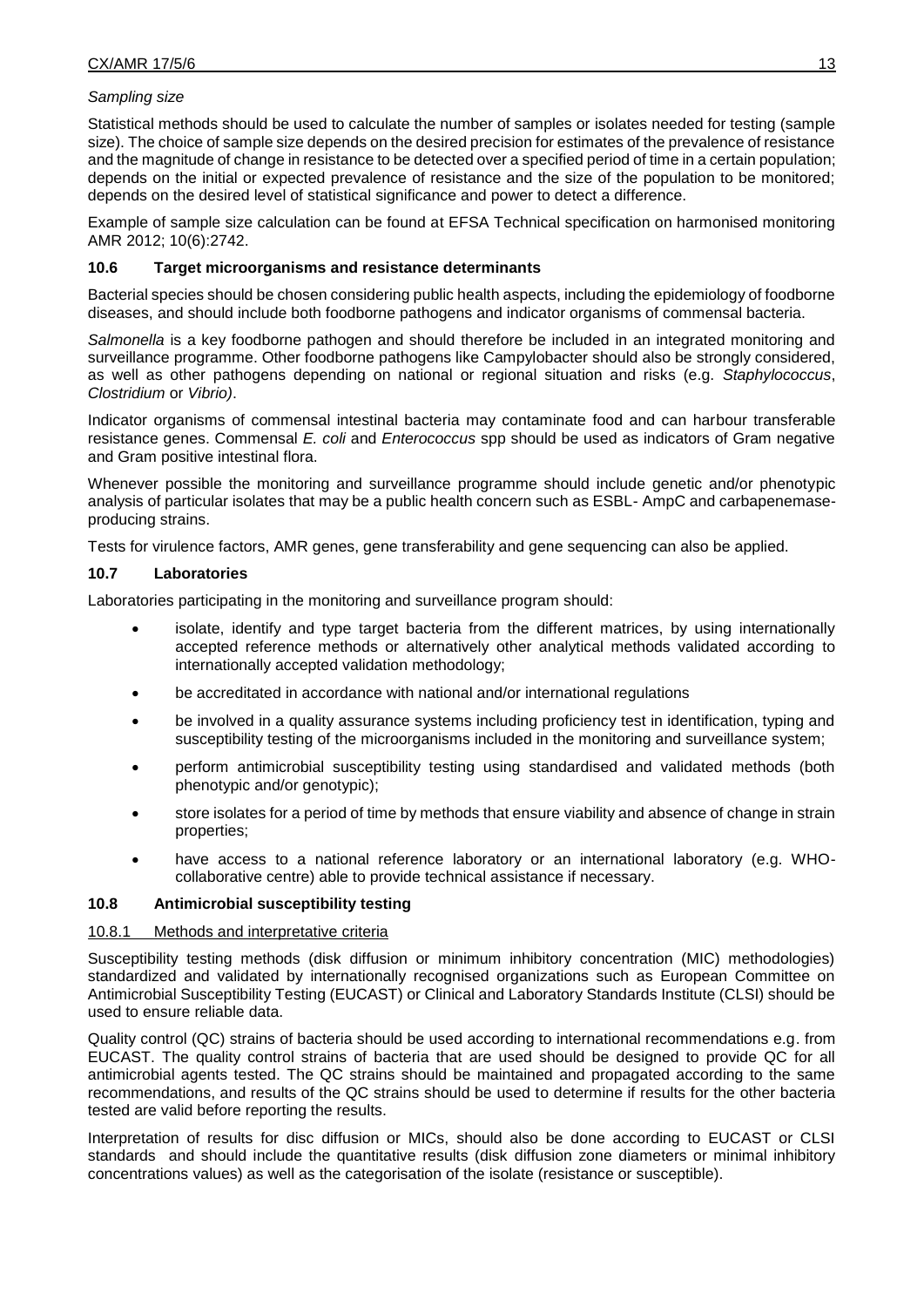*Sampling size*

Statistical methods should be used to calculate the number of samples or isolates needed for testing (sample size). The choice of sample size depends on the desired precision for estimates of the prevalence of resistance and the magnitude of change in resistance to be detected over a specified period of time in a certain population; depends on the initial or expected prevalence of resistance and the size of the population to be monitored; depends on the desired level of statistical significance and power to detect a difference.

Example of sample size calculation can be found at EFSA Technical specification on harmonised monitoring AMR 2012; 10(6):2742.

### 10.6 Target microorganisms and resistance determinants

Bacterial species should be chosen considering public health aspects, including the epidemiology of foodborne diseases, and should include both foodborne pathogens and indicator organisms of commensal bacteria.

*Salmonella* is a key foodborne pathogen and should therefore be included in an integrated monitoring and surveillance programme. Other foodborne pathogens like Campylobacter should also be strongly considered, as well as other pathogens depending on national or regional situation and risks (e.g. *Staphylococcus*, *Clostridium* or *Vibrio)*.

Indicator organisms of commensal intestinal bacteria may contaminate food and can harbour transferable resistance genes. Commensal *E. coli* and *Enterococcus* spp should be used as indicators of Gram negative and Gram positive intestinal flora.

Whenever possible the monitoring and surveillance programme should include genetic and/or phenotypic analysis of particular isolates that may be a public health concern such as ESBL- AmpC and carbapenemase-producing strains.

Tests for virulence factors, AMR genes, gene transferability and gene sequencing can also be applied.

### 10.7 Laboratories

Laboratories participating in the monitoring and surveillance program should:

- isolate, identify and type target bacteria from the different matrices, by using internationally accepted reference methods or alternatively other analytical methods validated according to internationally accepted validation methodology;
- be accredited in accordance with national and/or international regulations
- be involved in a quality assurance systems including proficiency test in identification, typing and susceptibility testing of the microorganisms included in the monitoring and surveillance system;
- perform antimicrobial susceptibility testing using standardised and validated methods (both phenotypic and/or genotypic);
- store isolates for a period of time by methods that ensure viability and absence of change in strain properties;
- have access to a national reference laboratory or an international laboratory (e.g. WHO-collaborative centre) able to provide technical assistance if necessary.

### 10.8 Antimicrobial susceptibility testing

#### 10.8.1 Methods and interpretative criteria

Susceptibility testing methods (disk diffusion or minimum inhibitory concentration (MIC) methodologies) standardized and validated by internationally recognised organizations such as European Committee on Antimicrobial Susceptibility Testing (EUCAST) or Clinical and Laboratory Standards Institute (CLSI) should be used to ensure reliable data.

Quality control (QC) strains of bacteria should be used according to international recommendations e.g. from EUCAST. The quality control strains of bacteria that are used should be designed to provide QC for all antimicrobial agents tested. The QC strains should be maintained and propagated according to the same recommendations, and results of the QC strains should be used to determine if results for the other bacteria tested are valid before reporting the results.

Interpretation of results for disc diffusion or MICs, should also be done according to EUCAST or CLSI standards and should include the quantitative results (disk diffusion zone diameters or minimal inhibitory concentrations values) as well as the categorisation of the isolate (resistance or susceptible).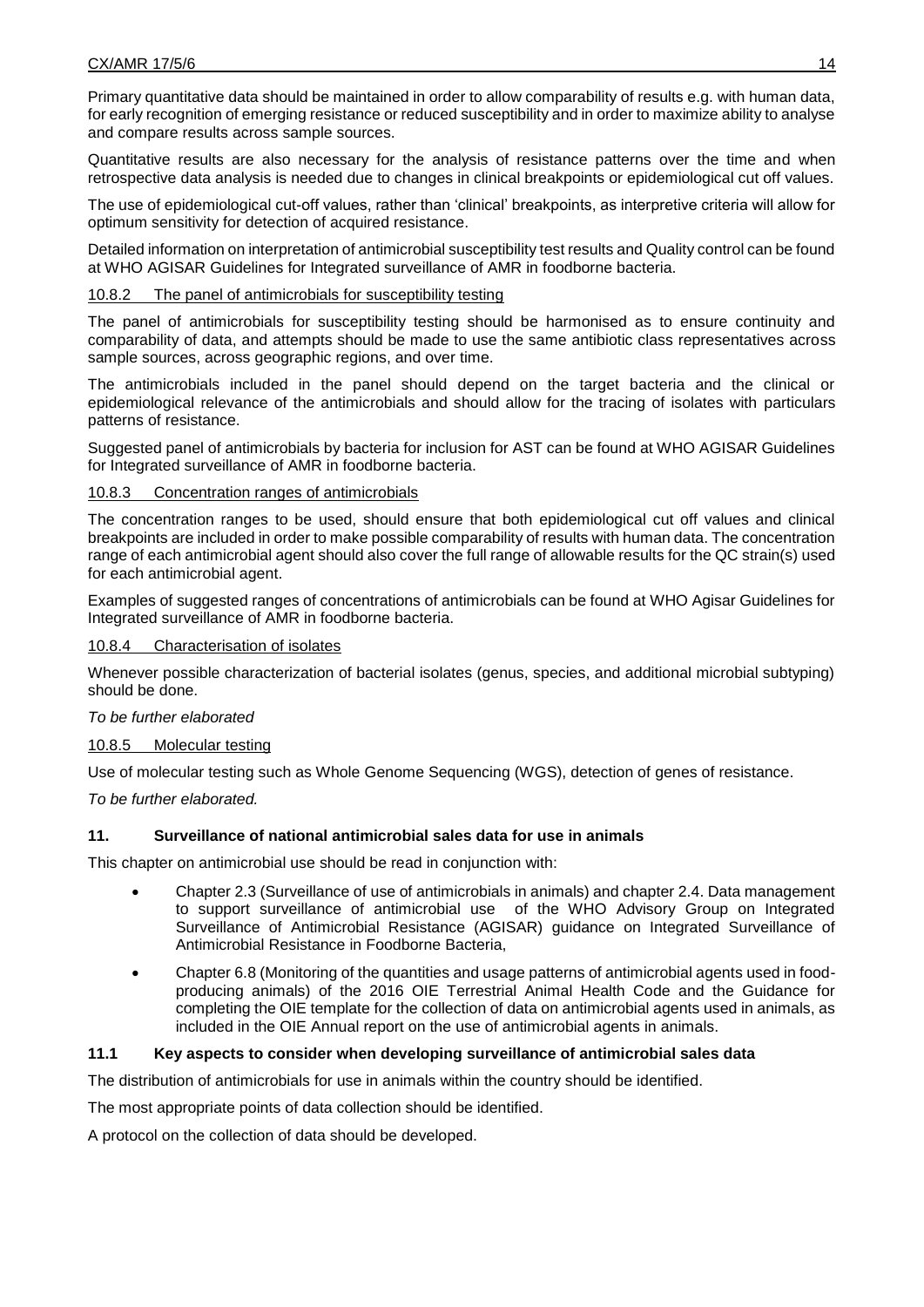Primary quantitative data should be maintained in order to allow comparability of results e.g. with human data, for early recognition of emerging resistance or reduced susceptibility and in order to maximize ability to analyse and compare results across sample sources.

Quantitative results are also necessary for the analysis of resistance patterns over the time and when retrospective data analysis is needed due to changes in clinical breakpoints or epidemiological cut off values.

The use of epidemiological cut-off values, rather than 'clinical' breakpoints, as interpretive criteria will allow for optimum sensitivity for detection of acquired resistance.

Detailed information on interpretation of antimicrobial susceptibility test results and Quality control can be found at WHO AGISAR Guidelines for Integrated surveillance of AMR in foodborne bacteria.

#### 10.8.2 The panel of antimicrobials for susceptibility testing

The panel of antimicrobials for susceptibility testing should be harmonised as to ensure continuity and comparability of data, and attempts should be made to use the same antibiotic class representatives across sample sources, across geographic regions, and over time.

The antimicrobials included in the panel should depend on the target bacteria and the clinical or epidemiological relevance of the antimicrobials and should allow for the tracing of isolates with particulars patterns of resistance.

Suggested panel of antimicrobials by bacteria for inclusion for AST can be found at WHO AGISAR Guidelines for Integrated surveillance of AMR in foodborne bacteria.

#### 10.8.3 Concentration ranges of antimicrobials

The concentration ranges to be used, should ensure that both epidemiological cut off values and clinical breakpoints are included in order to make possible comparability of results with human data. The concentration range of each antimicrobial agent should also cover the full range of allowable results for the QC strain(s) used for each antimicrobial agent.

Examples of suggested ranges of concentrations of antimicrobials can be found at WHO Agisar Guidelines for Integrated surveillance of AMR in foodborne bacteria.

#### 10.8.4 Characterisation of isolates

Whenever possible characterization of bacterial isolates (genus, species, and additional microbial subtyping) should be done.

*To be further elaborated*

#### 10.8.5 Molecular testing

Use of molecular testing such as Whole Genome Sequencing (WGS), detection of genes of resistance.

*To be further elaborated.*

## 11. Surveillance of national antimicrobial sales data for use in animals

This chapter on antimicrobial use should be read in conjunction with:

- Chapter 2.3 (Surveillance of use of antimicrobials in animals) and chapter 2.4. Data management to support surveillance of antimicrobial use of the WHO Advisory Group on Integrated Surveillance of Antimicrobial Resistance (AGISAR) guidance on Integrated Surveillance of Antimicrobial Resistance in Foodborne Bacteria,
- Chapter 6.8 (Monitoring of the quantities and usage patterns of antimicrobial agents used in food-producing animals) of the 2016 OIE Terrestrial Animal Health Code and the Guidance for completing the OIE template for the collection of data on antimicrobial agents used in animals, as included in the OIE Annual report on the use of antimicrobial agents in animals.

### 11.1 Key aspects to consider when developing surveillance of antimicrobial sales data

The distribution of antimicrobials for use in animals within the country should be identified.

The most appropriate points of data collection should be identified.

A protocol on the collection of data should be developed.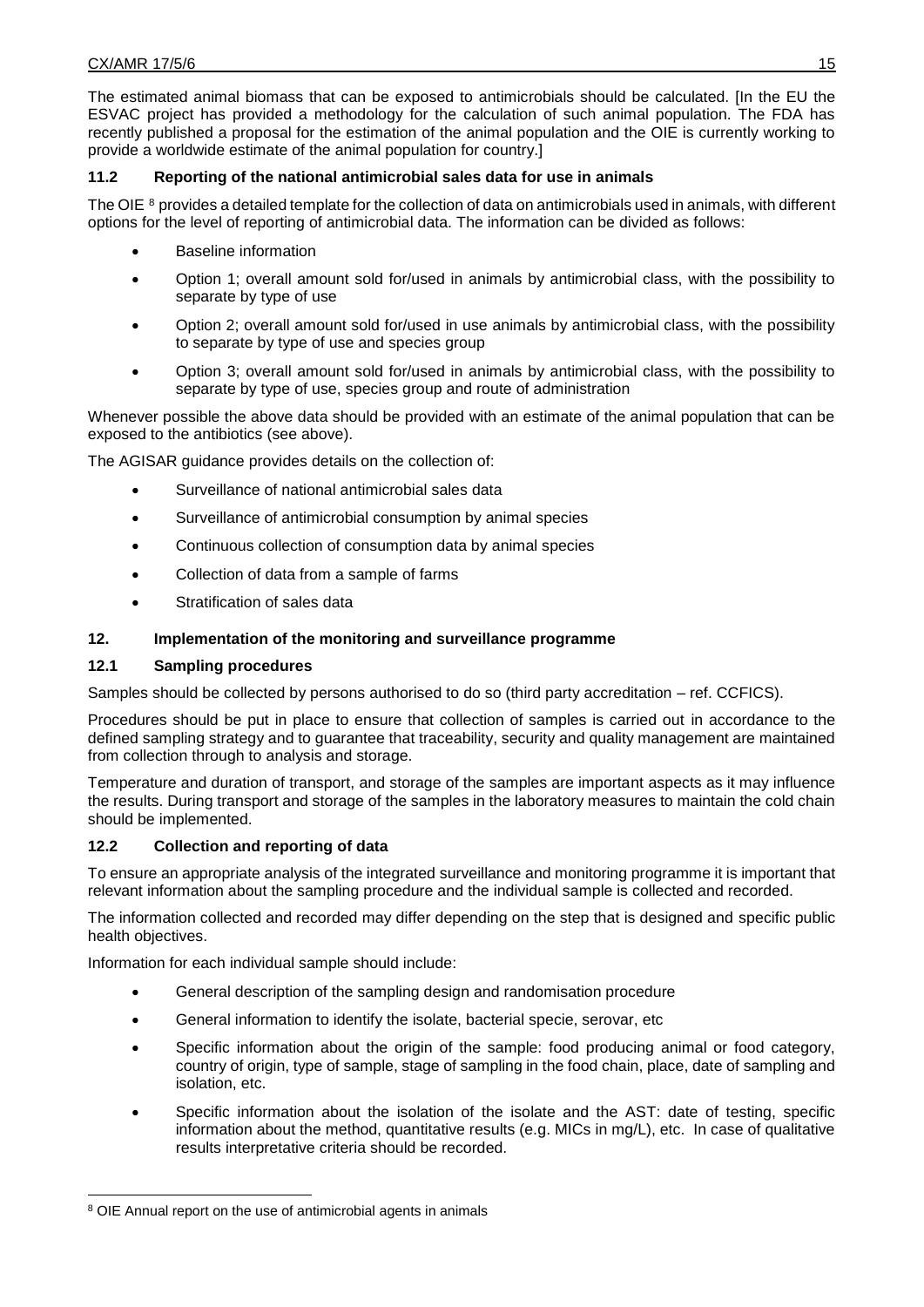The estimated animal biomass that can be exposed to antimicrobials should be calculated. [In the EU the ESVAC project has provided a methodology for the calculation of such animal population. The FDA has recently published a proposal for the estimation of the animal population and the OIE is currently working to provide a worldwide estimate of the animal population for country.]

### 11.2 Reporting of the national antimicrobial sales data for use in animals

The OIE [8] provides a detailed template for the collection of data on antimicrobials used in animals, with different options for the level of reporting of antimicrobial data. The information can be divided as follows:

- Baseline information
- Option 1; overall amount sold for/used in animals by antimicrobial class, with the possibility to separate by type of use
- Option 2; overall amount sold for/used in use animals by antimicrobial class, with the possibility to separate by type of use and species group
- Option 3; overall amount sold for/used in animals by antimicrobial class, with the possibility to separate by type of use, species group and route of administration

Whenever possible the above data should be provided with an estimate of the animal population that can be exposed to the antibiotics (see above).

The AGISAR guidance provides details on the collection of:

- Surveillance of national antimicrobial sales data
- Surveillance of antimicrobial consumption by animal species
- Continuous collection of consumption data by animal species
- Collection of data from a sample of farms
- Stratification of sales data

## 12. Implementation of the monitoring and surveillance programme

### 12.1 Sampling procedures

Samples should be collected by persons authorised to do so (third party accreditation – ref. CCFICS).

Procedures should be put in place to ensure that collection of samples is carried out in accordance to the defined sampling strategy and to guarantee that traceability, security and quality management are maintained from collection through to analysis and storage.

Temperature and duration of transport, and storage of the samples are important aspects as it may influence the results. During transport and storage of the samples in the laboratory measures to maintain the cold chain should be implemented.

### 12.2 Collection and reporting of data

To ensure an appropriate analysis of the integrated surveillance and monitoring programme it is important that relevant information about the sampling procedure and the individual sample is collected and recorded.

The information collected and recorded may differ depending on the step that is designed and specific public health objectives.

Information for each individual sample should include:

- General description of the sampling design and randomisation procedure
- General information to identify the isolate, bacterial specie, serovar, etc
- Specific information about the origin of the sample: food producing animal or food category, country of origin, type of sample, stage of sampling in the food chain, place, date of sampling and isolation, etc.
- Specific information about the isolation of the isolate and the AST: date of testing, specific information about the method, quantitative results (e.g. MICs in mg/L), etc. In case of qualitative results interpretative criteria should be recorded.

---

[8] OIE Annual report on the use of antimicrobial agents in animals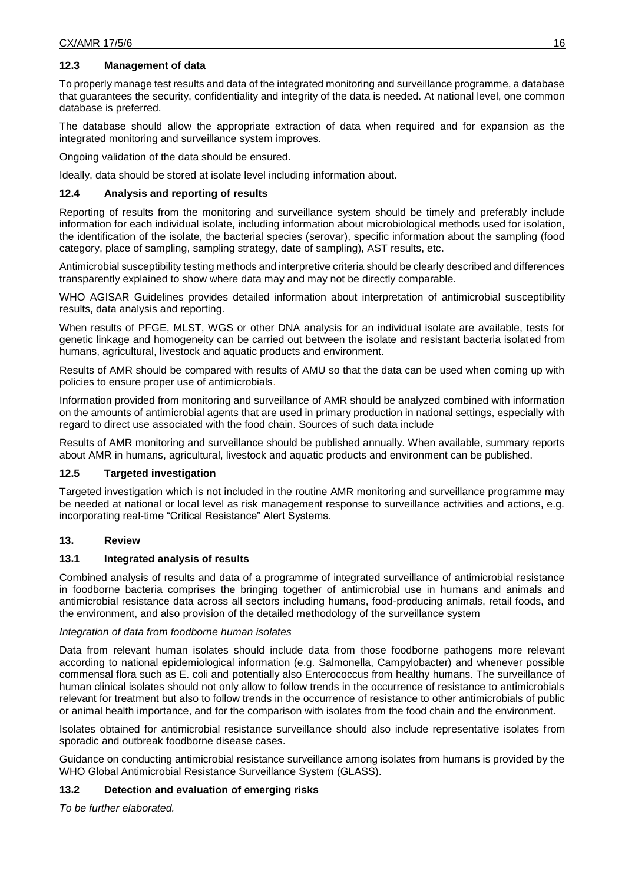### 12.3 Management of data

To properly manage test results and data of the integrated monitoring and surveillance programme, a database that guarantees the security, confidentiality and integrity of the data is needed. At national level, one common database is preferred.

The database should allow the appropriate extraction of data when required and for expansion as the integrated monitoring and surveillance system improves.

Ongoing validation of the data should be ensured.

Ideally, data should be stored at isolate level including information about.

### 12.4 Analysis and reporting of results

Reporting of results from the monitoring and surveillance system should be timely and preferably include information for each individual isolate, including information about microbiological methods used for isolation, the identification of the isolate, the bacterial species (serovar), specific information about the sampling (food category, place of sampling, sampling strategy, date of sampling), AST results, etc.

Antimicrobial susceptibility testing methods and interpretive criteria should be clearly described and differences transparently explained to show where data may and may not be directly comparable.

WHO AGISAR Guidelines provides detailed information about interpretation of antimicrobial susceptibility results, data analysis and reporting.

When results of PFGE, MLST, WGS or other DNA analysis for an individual isolate are available, tests for genetic linkage and homogeneity can be carried out between the isolate and resistant bacteria isolated from humans, agricultural, livestock and aquatic products and environment.

Results of AMR should be compared with results of AMU so that the data can be used when coming up with policies to ensure proper use of antimicrobials.

Information provided from monitoring and surveillance of AMR should be analyzed combined with information on the amounts of antimicrobial agents that are used in primary production in national settings, especially with regard to direct use associated with the food chain. Sources of such data include

Results of AMR monitoring and surveillance should be published annually. When available, summary reports about AMR in humans, agricultural, livestock and aquatic products and environment can be published.

### 12.5 Targeted investigation

Targeted investigation which is not included in the routine AMR monitoring and surveillance programme may be needed at national or local level as risk management response to surveillance activities and actions, e.g. incorporating real-time "Critical Resistance" Alert Systems.

## 13. Review

### 13.1 Integrated analysis of results

Combined analysis of results and data of a programme of integrated surveillance of antimicrobial resistance in foodborne bacteria comprises the bringing together of antimicrobial use in humans and animals and antimicrobial resistance data across all sectors including humans, food-producing animals, retail foods, and the environment, and also provision of the detailed methodology of the surveillance system

*Integration of data from foodborne human isolates*

Data from relevant human isolates should include data from those foodborne pathogens more relevant according to national epidemiological information (e.g. Salmonella, Campylobacter) and whenever possible commensal flora such as E. coli and potentially also Enterococcus from healthy humans. The surveillance of human clinical isolates should not only allow to follow trends in the occurrence of resistance to antimicrobials relevant for treatment but also to follow trends in the occurrence of resistance to other antimicrobials of public or animal health importance, and for the comparison with isolates from the food chain and the environment.

Isolates obtained for antimicrobial resistance surveillance should also include representative isolates from sporadic and outbreak foodborne disease cases.

Guidance on conducting antimicrobial resistance surveillance among isolates from humans is provided by the WHO Global Antimicrobial Resistance Surveillance System (GLASS).

### 13.2 Detection and evaluation of emerging risks

*To be further elaborated.*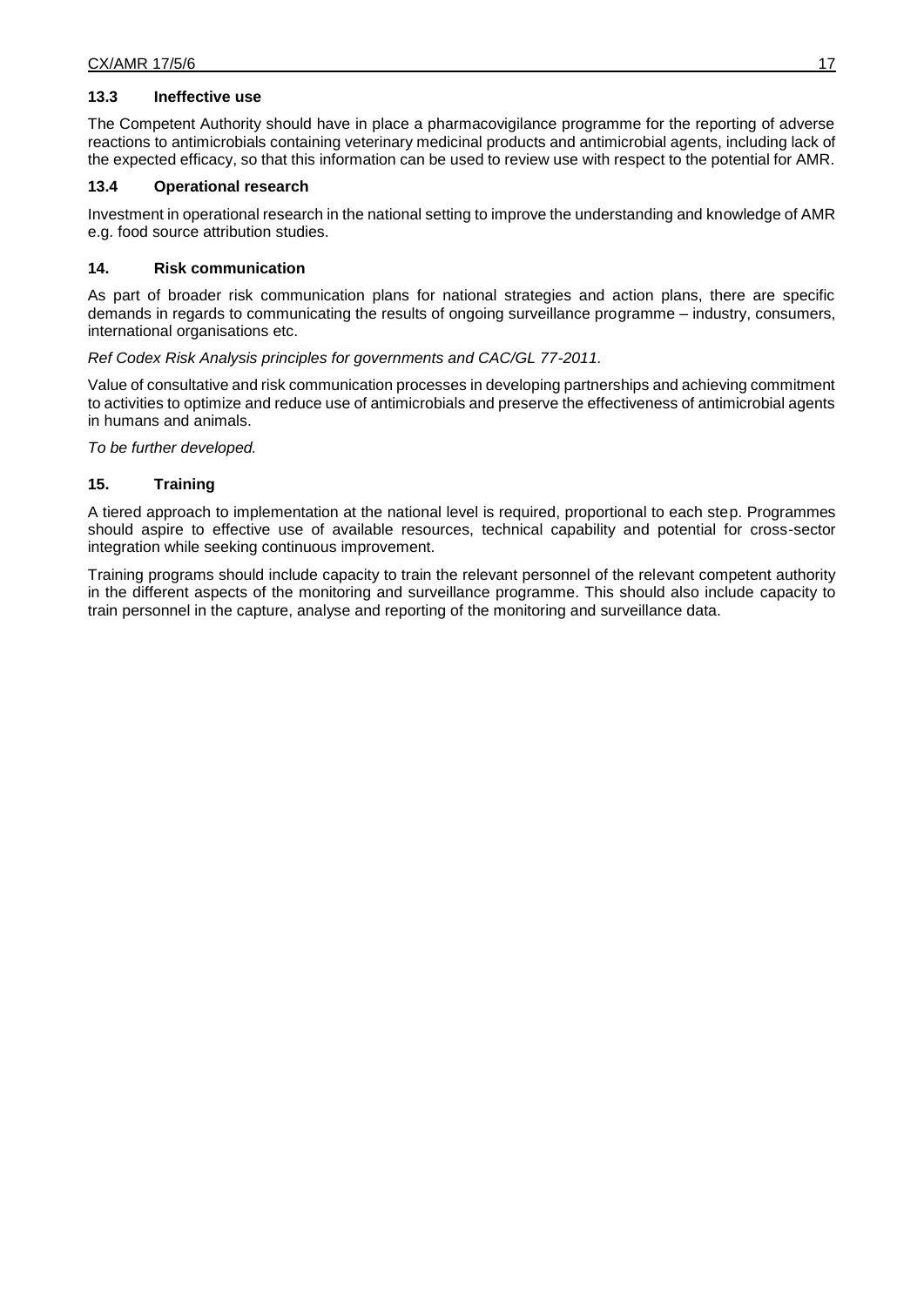### 13.3 Ineffective use

The Competent Authority should have in place a pharmacovigilance programme for the reporting of adverse reactions to antimicrobials containing veterinary medicinal products and antimicrobial agents, including lack of the expected efficacy, so that this information can be used to review use with respect to the potential for AMR.

### 13.4 Operational research

Investment in operational research in the national setting to improve the understanding and knowledge of AMR e.g. food source attribution studies.

## 14. Risk communication

As part of broader risk communication plans for national strategies and action plans, there are specific demands in regards to communicating the results of ongoing surveillance programme – industry, consumers, international organisations etc.

*Ref Codex Risk Analysis principles for governments and CAC/GL 77-2011.*

Value of consultative and risk communication processes in developing partnerships and achieving commitment to activities to optimize and reduce use of antimicrobials and preserve the effectiveness of antimicrobial agents in humans and animals.

*To be further developed.*

## 15. Training

A tiered approach to implementation at the national level is required, proportional to each step. Programmes should aspire to effective use of available resources, technical capability and potential for cross-sector integration while seeking continuous improvement.

Training programs should include capacity to train the relevant personnel of the relevant competent authority in the different aspects of the monitoring and surveillance programme. This should also include capacity to train personnel in the capture, analyse and reporting of the monitoring and surveillance data.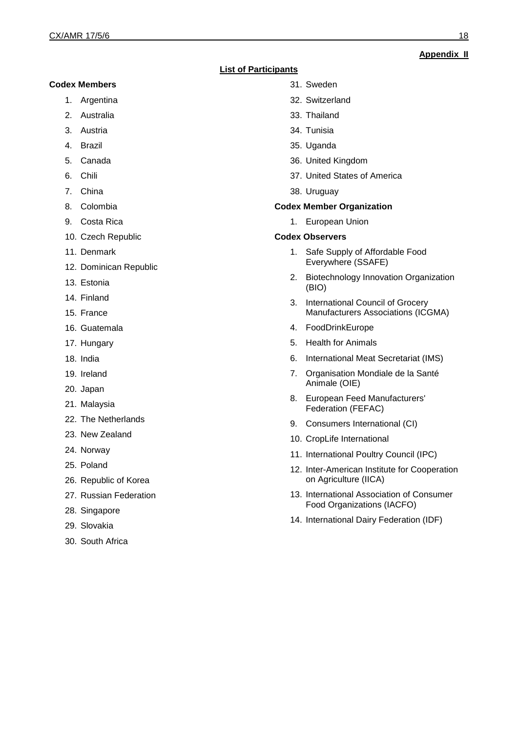**Appendix II**

## List of Participants

**Codex Members**

1. Argentina
2. Australia
3. Austria
4. Brazil
5. Canada
6. Chili
7. China
8. Colombia
9. Costa Rica
10. Czech Republic
11. Denmark
12. Dominican Republic
13. Estonia
14. Finland
15. France
16. Guatemala
17. Hungary
18. India
19. Ireland
20. Japan
21. Malaysia
22. The Netherlands
23. New Zealand
24. Norway
25. Poland
26. Republic of Korea
27. Russian Federation
28. Singapore
29. Slovakia
30. South Africa
31. Sweden
32. Switzerland
33. Thailand
34. Tunisia
35. Uganda
36. United Kingdom
37. United States of America
38. Uruguay

**Codex Member Organization**

1. European Union

**Codex Observers**

1. Safe Supply of Affordable Food Everywhere (SSAFE)
2. Biotechnology Innovation Organization (BIO)
3. International Council of Grocery Manufacturers Associations (ICGMA)
4. FoodDrinkEurope
5. Health for Animals
6. International Meat Secretariat (IMS)
7. Organisation Mondiale de la Santé Animale (OIE)
8. European Feed Manufacturers' Federation (FEFAC)
9. Consumers International (CI)
10. CropLife International
11. International Poultry Council (IPC)
12. Inter-American Institute for Cooperation on Agriculture (IICA)
13. International Association of Consumer Food Organizations (IACFO)
14. International Dairy Federation (IDF)